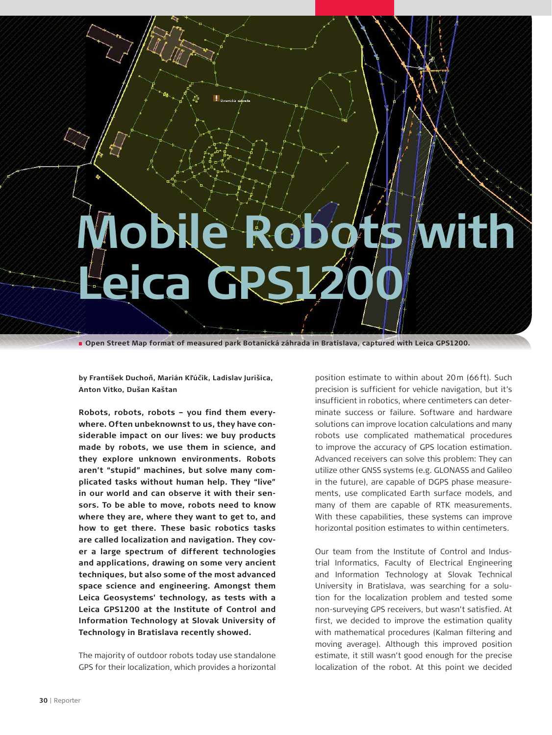# Mobile Robots with Leica GPS1200

Open Street Map format of measured park Botanická záhrada in Bratislava, captured with Leica GPS1200.

by František Duchoň, Marián Kľúčik, Ladislav Jurišica, Anton Vitko, Dušan Kaštan

**Robots, robots, robots – you find them everywhere. Often unbeknownst to us, they have considerable impact on our lives: we buy products made by robots, we use them in science, and they explore unknown environments. Robots aren't "stupid" machines, but solve many complicated tasks without human help. They "live" in our world and can observe it with their sensors. To be able to move, robots need to know where they are, where they want to get to, and how to get there. These basic robotics tasks are called localization and navigation. They cover a large spectrum of different technologies and applications, drawing on some very ancient techniques, but also some of the most advanced space science and engineering. Amongst them Leica Geosystems' technology, as tests with a Leica GPS1200 at the Institute of Control and Information Technology at Slovak University of Technology in Bratislava recently showed.**

The majority of outdoor robots today use standalone GPS for their localization, which provides a horizontal position estimate to within about 20 m (66 ft). Such precision is sufficient for vehicle navigation, but it's insufficient in robotics, where centimeters can determinate success or failure. Software and hardware solutions can improve location calculations and many robots use complicated mathematical procedures to improve the accuracy of GPS location estimation. Advanced receivers can solve this problem: They can utilize other GNSS systems (e.g. GLONASS and Galileo in the future), are capable of DGPS phase measurements, use complicated Earth surface models, and many of them are capable of RTK measurements. With these capabilities, these systems can improve horizontal position estimates to within centimeters.

Our team from the Institute of Control and Industrial Informatics, Faculty of Electrical Engineering and Information Technology at Slovak Technical University in Bratislava, was searching for a solution for the localization problem and tested some non-surveying GPS receivers, but wasn't satisfied. At first, we decided to improve the estimation quality with mathematical procedures (Kalman filtering and moving average). Although this improved position estimate, it still wasn't good enough for the precise localization of the robot. At this point we decided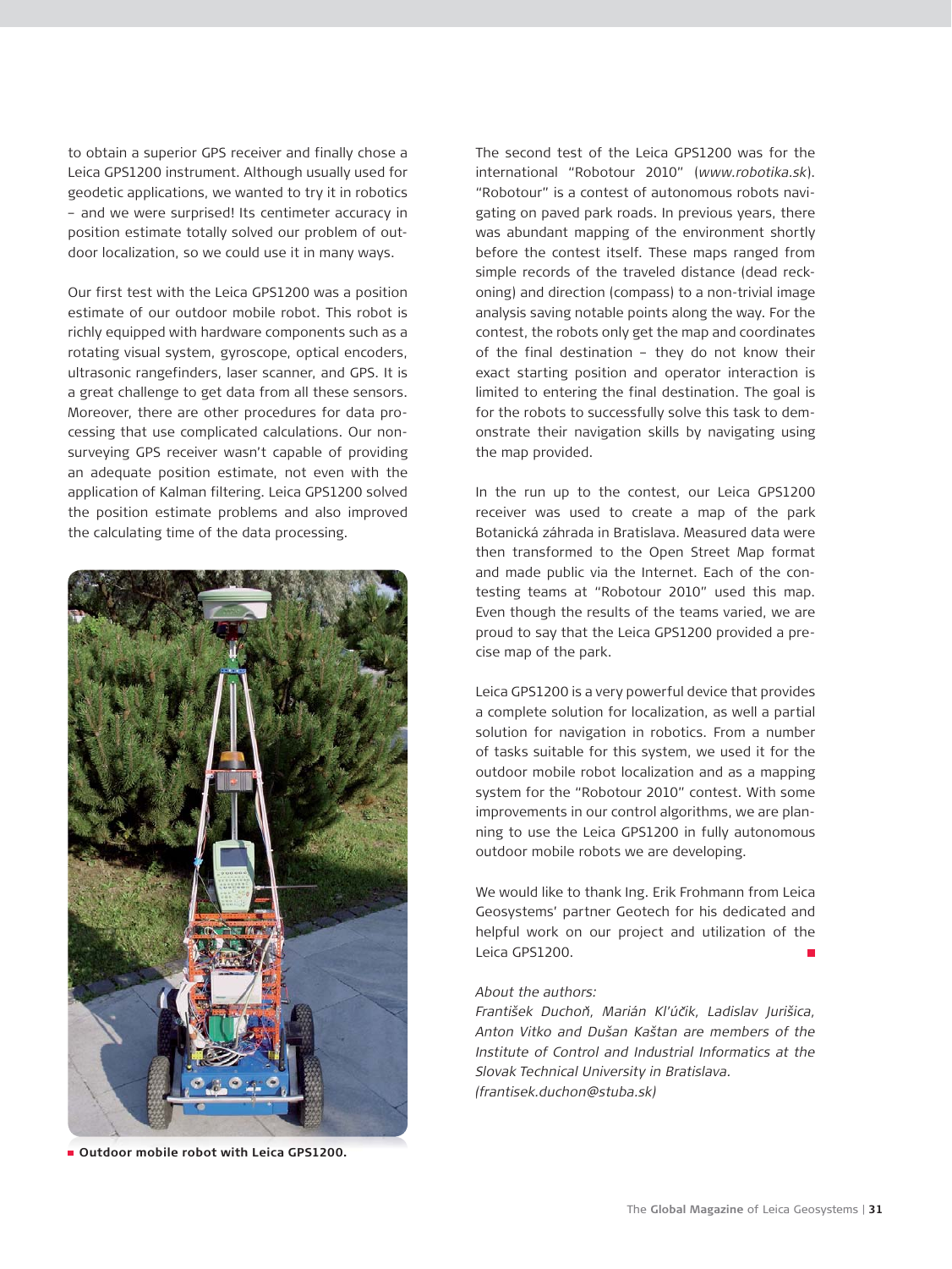to obtain a superior GPS receiver and finally chose a Leica GPS1200 instrument. Although usually used for geodetic applications, we wanted to try it in robotics – and we were surprised! Its centimeter accuracy in position estimate totally solved our problem of outdoor localization, so we could use it in many ways.

Our first test with the Leica GPS1200 was a position estimate of our outdoor mobile robot. This robot is richly equipped with hardware components such as a rotating visual system, gyroscope, optical encoders, ultrasonic rangefinders, laser scanner, and GPS. It is a great challenge to get data from all these sensors. Moreover, there are other procedures for data processing that use complicated calculations. Our non-surveying GPS receiver wasn't capable of providing an adequate position estimate, not even with the application of Kalman filtering. Leica GPS1200 solved the position estimate problems and also improved the calculating time of the data processing.

**Outdoor mobile robot with Leica GPS1200.**

The second test of the Leica GPS1200 was for the international "Robotour 2010" (*www.robotika.sk*). "Robotour" is a contest of autonomous robots navigating on paved park roads. In previous years, there was abundant mapping of the environment shortly before the contest itself. These maps ranged from simple records of the traveled distance (dead reckoning) and direction (compass) to a non-trivial image analysis saving notable points along the way. For the contest, the robots only get the map and coordinates of the final destination – they do not know their exact starting position and operator interaction is limited to entering the final destination. The goal is for the robots to successfully solve this task to demonstrate their navigation skills by navigating using the map provided.

In the run up to the contest, our Leica GPS1200 receiver was used to create a map of the park Botanická záhrada in Bratislava. Measured data were then transformed to the Open Street Map format and made public via the Internet. Each of the contesting teams at "Robotour 2010" used this map. Even though the results of the teams varied, we are proud to say that the Leica GPS1200 provided a precise map of the park.

Leica GPS1200 is a very powerful device that provides a complete solution for localization, as well a partial solution for navigation in robotics. From a number of tasks suitable for this system, we used it for the outdoor mobile robot localization and as a mapping system for the "Robotour 2010" contest. With some improvements in our control algorithms, we are planning to use the Leica GPS1200 in fully autonomous outdoor mobile robots we are developing.

We would like to thank Ing. Erik Frohmann from Leica Geosystems' partner Geotech for his dedicated and helpful work on our project and utilization of the Leica GPS1200.

*About the authors:*
*František Duchoň, Marián Kľúčik, Ladislav Jurišica, Anton Vitko and Dušan Kaštan are members of the Institute of Control and Industrial Informatics at the Slovak Technical University in Bratislava.*
*(frantisek.duchon@stuba.sk)*